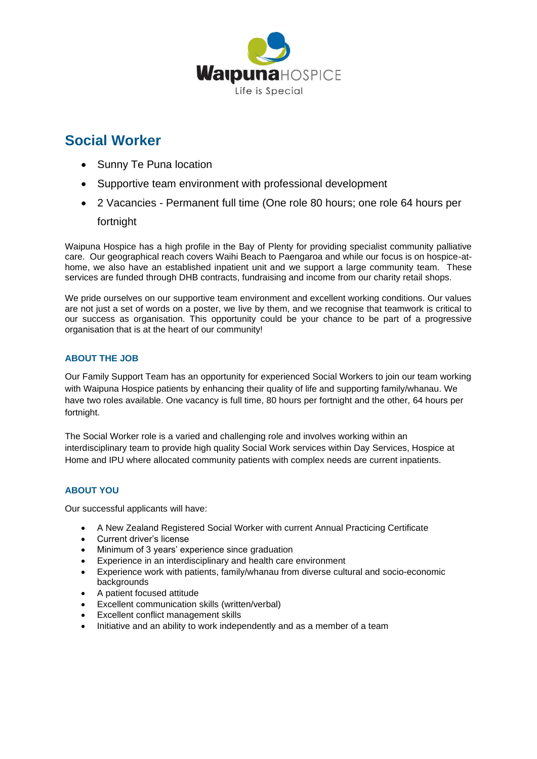Waipuna HOSPICE
Life is Special

# Social Worker

- Sunny Te Puna location
- Supportive team environment with professional development
- 2 Vacancies - Permanent full time (One role 80 hours; one role 64 hours per fortnight

Waipuna Hospice has a high profile in the Bay of Plenty for providing specialist community palliative care. Our geographical reach covers Waihi Beach to Paengaroa and while our focus is on hospice-at-home, we also have an established inpatient unit and we support a large community team. These services are funded through DHB contracts, fundraising and income from our charity retail shops.

We pride ourselves on our supportive team environment and excellent working conditions. Our values are not just a set of words on a poster, we live by them, and we recognise that teamwork is critical to our success as organisation. This opportunity could be your chance to be part of a progressive organisation that is at the heart of our community!

## ABOUT THE JOB

Our Family Support Team has an opportunity for experienced Social Workers to join our team working with Waipuna Hospice patients by enhancing their quality of life and supporting family/whanau. We have two roles available. One vacancy is full time, 80 hours per fortnight and the other, 64 hours per fortnight.

The Social Worker role is a varied and challenging role and involves working within an interdisciplinary team to provide high quality Social Work services within Day Services, Hospice at Home and IPU where allocated community patients with complex needs are current inpatients.

## ABOUT YOU

Our successful applicants will have:

- A New Zealand Registered Social Worker with current Annual Practicing Certificate
- Current driver's license
- Minimum of 3 years' experience since graduation
- Experience in an interdisciplinary and health care environment
- Experience work with patients, family/whanau from diverse cultural and socio-economic backgrounds
- A patient focused attitude
- Excellent communication skills (written/verbal)
- Excellent conflict management skills
- Initiative and an ability to work independently and as a member of a team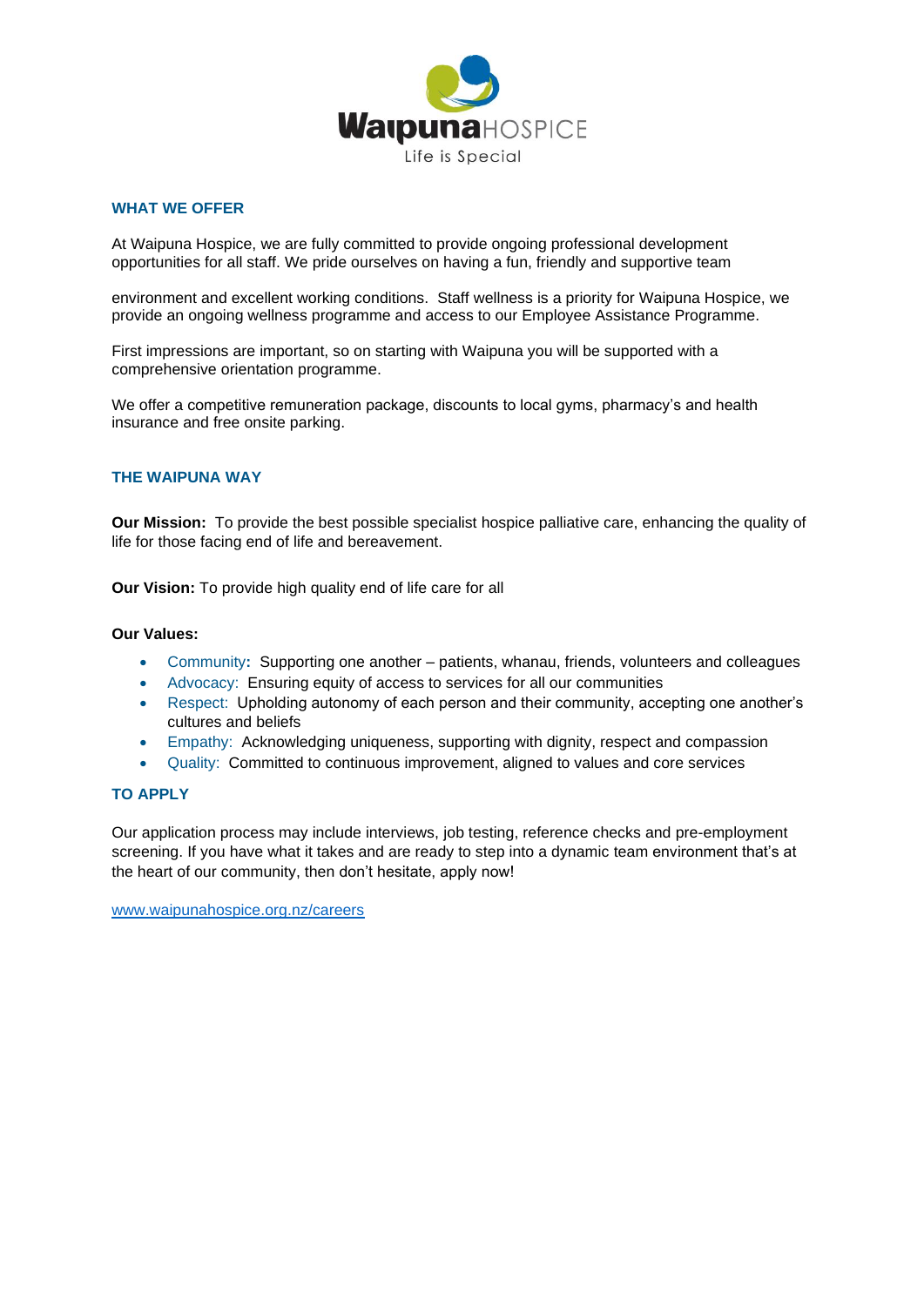Waipuna HOSPICE
Life is Special

## WHAT WE OFFER

At Waipuna Hospice, we are fully committed to provide ongoing professional development opportunities for all staff. We pride ourselves on having a fun, friendly and supportive team

environment and excellent working conditions. Staff wellness is a priority for Waipuna Hospice, we provide an ongoing wellness programme and access to our Employee Assistance Programme.

First impressions are important, so on starting with Waipuna you will be supported with a comprehensive orientation programme.

We offer a competitive remuneration package, discounts to local gyms, pharmacy's and health insurance and free onsite parking.

## THE WAIPUNA WAY

**Our Mission:** To provide the best possible specialist hospice palliative care, enhancing the quality of life for those facing end of life and bereavement.

**Our Vision:** To provide high quality end of life care for all

**Our Values:**

- Community**:** Supporting one another – patients, whanau, friends, volunteers and colleagues
- Advocacy: Ensuring equity of access to services for all our communities
- Respect: Upholding autonomy of each person and their community, accepting one another's cultures and beliefs
- Empathy: Acknowledging uniqueness, supporting with dignity, respect and compassion
- Quality: Committed to continuous improvement, aligned to values and core services

## TO APPLY

Our application process may include interviews, job testing, reference checks and pre-employment screening. If you have what it takes and are ready to step into a dynamic team environment that's at the heart of our community, then don't hesitate, apply now!

www.waipunahospice.org.nz/careers